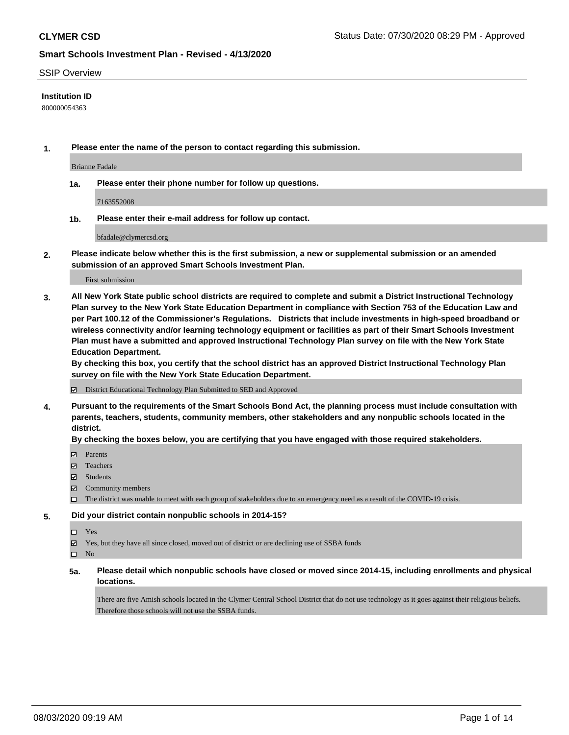## SSIP Overview

**Institution ID**

800000054363

1. **Please enter the name of the person to contact regarding this submission.**

   Brianne Fadale

   1a. **Please enter their phone number for follow up questions.**

   7163552008

   1b. **Please enter their e-mail address for follow up contact.**

   bfadale@clymercsd.org

2. **Please indicate below whether this is the first submission, a new or supplemental submission or an amended submission of an approved Smart Schools Investment Plan.**

   First submission

3. **All New York State public school districts are required to complete and submit a District Instructional Technology Plan survey to the New York State Education Department in compliance with Section 753 of the Education Law and per Part 100.12 of the Commissioner's Regulations. Districts that include investments in high-speed broadband or wireless connectivity and/or learning technology equipment or facilities as part of their Smart Schools Investment Plan must have a submitted and approved Instructional Technology Plan survey on file with the New York State Education Department.**

   **By checking this box, you certify that the school district has an approved District Instructional Technology Plan survey on file with the New York State Education Department.**

   ☑ District Educational Technology Plan Submitted to SED and Approved

4. **Pursuant to the requirements of the Smart Schools Bond Act, the planning process must include consultation with parents, teachers, students, community members, other stakeholders and any nonpublic schools located in the district.**

   **By checking the boxes below, you are certifying that you have engaged with those required stakeholders.**

   ☑ Parents
   ☑ Teachers
   ☑ Students
   ☑ Community members
   ☐ The district was unable to meet with each group of stakeholders due to an emergency need as a result of the COVID-19 crisis.

5. **Did your district contain nonpublic schools in 2014-15?**

   ☐ Yes
   ☑ Yes, but they have all since closed, moved out of district or are declining use of SSBA funds
   ☐ No

   5a. **Please detail which nonpublic schools have closed or moved since 2014-15, including enrollments and physical locations.**

   There are five Amish schools located in the Clymer Central School District that do not use technology as it goes against their religious beliefs. Therefore those schools will not use the SSBA funds.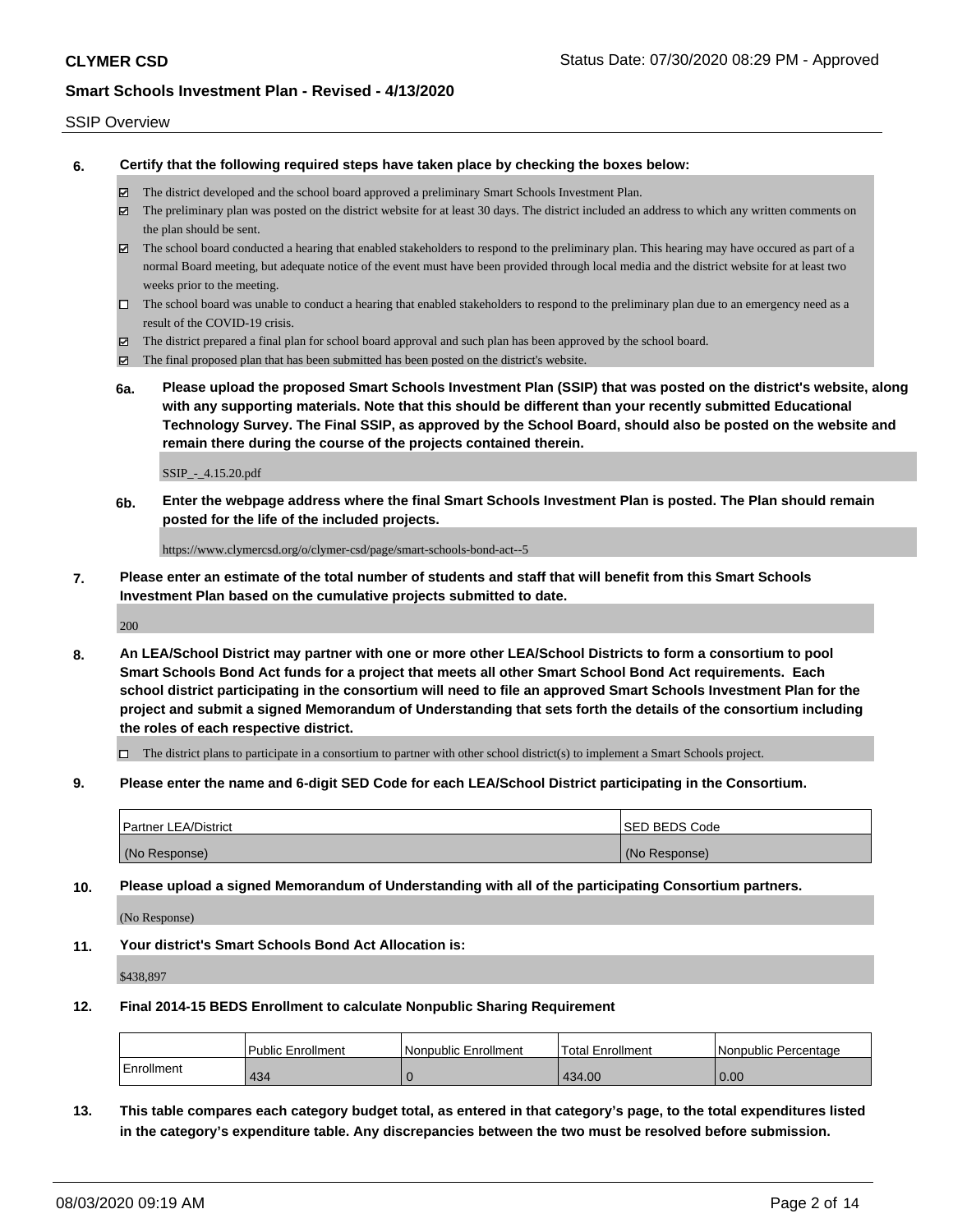SSIP Overview

**6. Certify that the following required steps have taken place by checking the boxes below:**

- ☑ The district developed and the school board approved a preliminary Smart Schools Investment Plan.
- ☑ The preliminary plan was posted on the district website for at least 30 days. The district included an address to which any written comments on the plan should be sent.
- ☑ The school board conducted a hearing that enabled stakeholders to respond to the preliminary plan. This hearing may have occured as part of a normal Board meeting, but adequate notice of the event must have been provided through local media and the district website for at least two weeks prior to the meeting.
- ☐ The school board was unable to conduct a hearing that enabled stakeholders to respond to the preliminary plan due to an emergency need as a result of the COVID-19 crisis.
- ☑ The district prepared a final plan for school board approval and such plan has been approved by the school board.
- ☑ The final proposed plan that has been submitted has been posted on the district's website.

**6a. Please upload the proposed Smart Schools Investment Plan (SSIP) that was posted on the district's website, along with any supporting materials. Note that this should be different than your recently submitted Educational Technology Survey. The Final SSIP, as approved by the School Board, should also be posted on the website and remain there during the course of the projects contained therein.**

SSIP_-_4.15.20.pdf

**6b. Enter the webpage address where the final Smart Schools Investment Plan is posted. The Plan should remain posted for the life of the included projects.**

https://www.clymercsd.org/o/clymer-csd/page/smart-schools-bond-act--5

**7. Please enter an estimate of the total number of students and staff that will benefit from this Smart Schools Investment Plan based on the cumulative projects submitted to date.**

200

**8. An LEA/School District may partner with one or more other LEA/School Districts to form a consortium to pool Smart Schools Bond Act funds for a project that meets all other Smart School Bond Act requirements. Each school district participating in the consortium will need to file an approved Smart Schools Investment Plan for the project and submit a signed Memorandum of Understanding that sets forth the details of the consortium including the roles of each respective district.**

- ☐ The district plans to participate in a consortium to partner with other school district(s) to implement a Smart Schools project.

**9. Please enter the name and 6-digit SED Code for each LEA/School District participating in the Consortium.**

| Partner LEA/District | SED BEDS Code |
|---|---|
| (No Response) | (No Response) |

**10. Please upload a signed Memorandum of Understanding with all of the participating Consortium partners.**

(No Response)

**11. Your district's Smart Schools Bond Act Allocation is:**

$438,897

**12. Final 2014-15 BEDS Enrollment to calculate Nonpublic Sharing Requirement**

| | Public Enrollment | Nonpublic Enrollment | Total Enrollment | Nonpublic Percentage |
|---|---|---|---|---|
| Enrollment | 434 | 0 | 434.00 | 0.00 |

**13. This table compares each category budget total, as entered in that category's page, to the total expenditures listed in the category's expenditure table. Any discrepancies between the two must be resolved before submission.**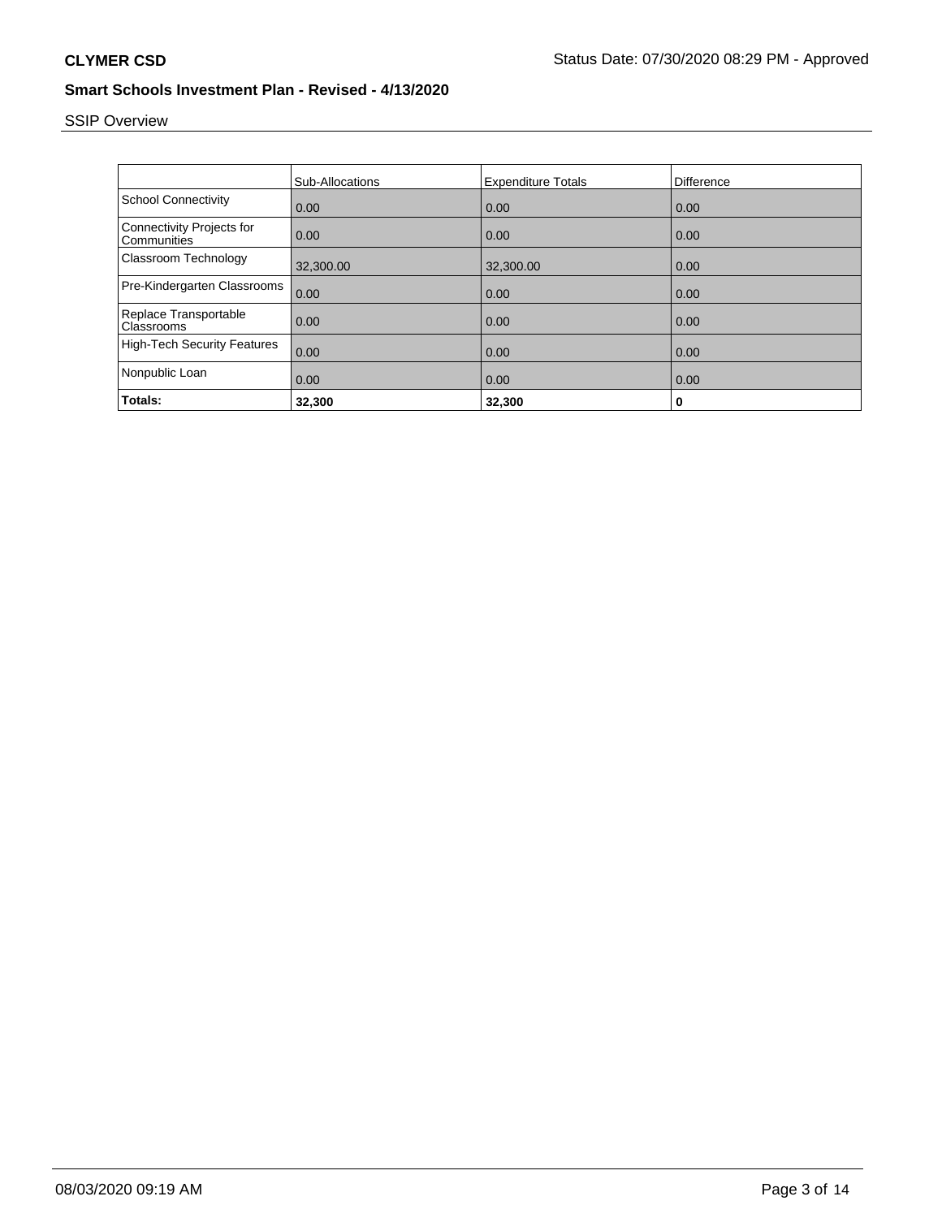## Smart Schools Investment Plan - Revised - 4/13/2020

SSIP Overview

| | Sub-Allocations | Expenditure Totals | Difference |
|---|---|---|---|
| School Connectivity | 0.00 | 0.00 | 0.00 |
| Connectivity Projects for Communities | 0.00 | 0.00 | 0.00 |
| Classroom Technology | 32,300.00 | 32,300.00 | 0.00 |
| Pre-Kindergarten Classrooms | 0.00 | 0.00 | 0.00 |
| Replace Transportable Classrooms | 0.00 | 0.00 | 0.00 |
| High-Tech Security Features | 0.00 | 0.00 | 0.00 |
| Nonpublic Loan | 0.00 | 0.00 | 0.00 |
| **Totals:** | **32,300** | **32,300** | **0** |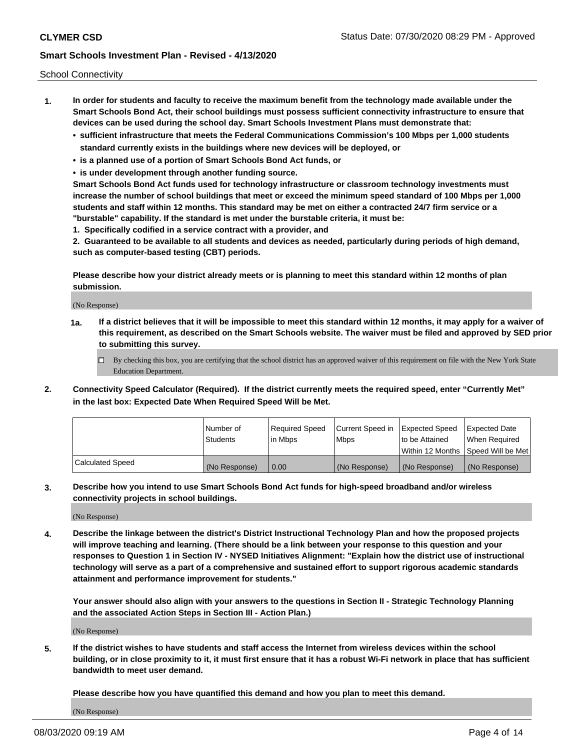School Connectivity

1. **In order for students and faculty to receive the maximum benefit from the technology made available under the Smart Schools Bond Act, their school buildings must possess sufficient connectivity infrastructure to ensure that devices can be used during the school day. Smart Schools Investment Plans must demonstrate that:**
   - **sufficient infrastructure that meets the Federal Communications Commission's 100 Mbps per 1,000 students standard currently exists in the buildings where new devices will be deployed, or**
   - **is a planned use of a portion of Smart Schools Bond Act funds, or**
   - **is under development through another funding source.**

   **Smart Schools Bond Act funds used for technology infrastructure or classroom technology investments must increase the number of school buildings that meet or exceed the minimum speed standard of 100 Mbps per 1,000 students and staff within 12 months. This standard may be met on either a contracted 24/7 firm service or a "burstable" capability. If the standard is met under the burstable criteria, it must be:**

   **1. Specifically codified in a service contract with a provider, and**

   **2. Guaranteed to be available to all students and devices as needed, particularly during periods of high demand, such as computer-based testing (CBT) periods.**

   **Please describe how your district already meets or is planning to meet this standard within 12 months of plan submission.**

   (No Response)

   **1a. If a district believes that it will be impossible to meet this standard within 12 months, it may apply for a waiver of this requirement, as described on the Smart Schools website. The waiver must be filed and approved by SED prior to submitting this survey.**

   ☐ By checking this box, you are certifying that the school district has an approved waiver of this requirement on file with the New York State Education Department.

2. **Connectivity Speed Calculator (Required). If the district currently meets the required speed, enter "Currently Met" in the last box: Expected Date When Required Speed Will be Met.**

| | Number of Students | Required Speed in Mbps | Current Speed in Mbps | Expected Speed to be Attained Within 12 Months | Expected Date When Required Speed Will be Met |
|---|---|---|---|---|---|
| Calculated Speed | (No Response) | 0.00 | (No Response) | (No Response) | (No Response) |

3. **Describe how you intend to use Smart Schools Bond Act funds for high-speed broadband and/or wireless connectivity projects in school buildings.**

   (No Response)

4. **Describe the linkage between the district's District Instructional Technology Plan and how the proposed projects will improve teaching and learning. (There should be a link between your response to this question and your responses to Question 1 in Section IV - NYSED Initiatives Alignment: "Explain how the district use of instructional technology will serve as a part of a comprehensive and sustained effort to support rigorous academic standards attainment and performance improvement for students."**

   **Your answer should also align with your answers to the questions in Section II - Strategic Technology Planning and the associated Action Steps in Section III - Action Plan.)**

   (No Response)

5. **If the district wishes to have students and staff access the Internet from wireless devices within the school building, or in close proximity to it, it must first ensure that it has a robust Wi-Fi network in place that has sufficient bandwidth to meet user demand.**

   **Please describe how you have quantified this demand and how you plan to meet this demand.**

   (No Response)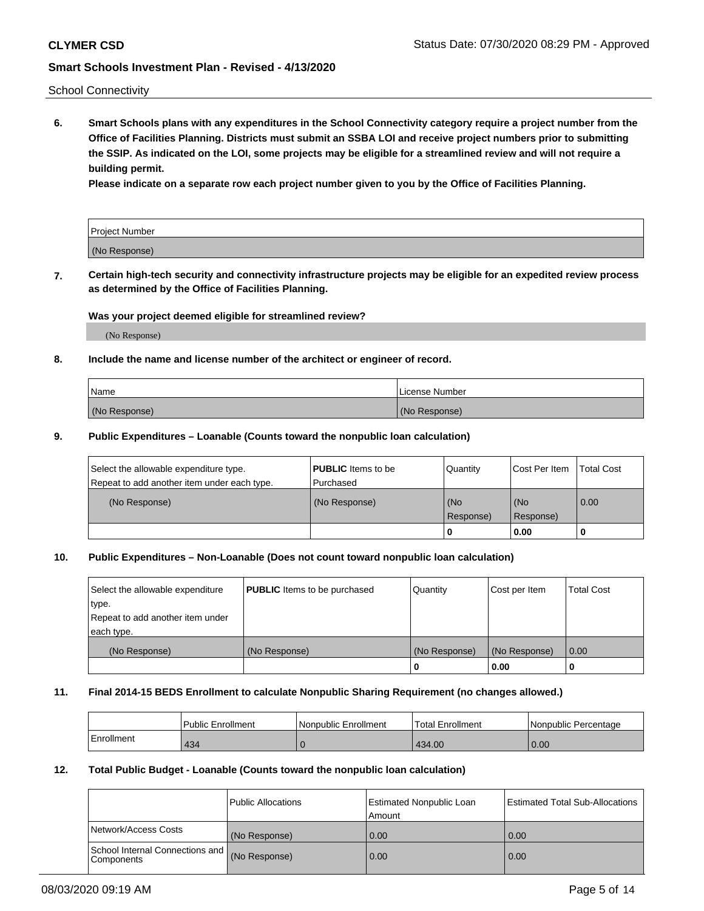School Connectivity

**6. Smart Schools plans with any expenditures in the School Connectivity category require a project number from the Office of Facilities Planning. Districts must submit an SSBA LOI and receive project numbers prior to submitting the SSIP. As indicated on the LOI, some projects may be eligible for a streamlined review and will not require a building permit.**

**Please indicate on a separate row each project number given to you by the Office of Facilities Planning.**

| Project Number |
|---|
| (No Response) |

**7. Certain high-tech security and connectivity infrastructure projects may be eligible for an expedited review process as determined by the Office of Facilities Planning.**

**Was your project deemed eligible for streamlined review?**

(No Response)

**8. Include the name and license number of the architect or engineer of record.**

| Name | License Number |
|---|---|
| (No Response) | (No Response) |

**9. Public Expenditures – Loanable (Counts toward the nonpublic loan calculation)**

| Select the allowable expenditure type. Repeat to add another item under each type. | **PUBLIC** Items to be Purchased | Quantity | Cost Per Item | Total Cost |
|---|---|---|---|---|
| (No Response) | (No Response) | (No Response) | (No Response) | 0.00 |
| | | 0 | 0.00 | 0 |

**10. Public Expenditures – Non-Loanable (Does not count toward nonpublic loan calculation)**

| Select the allowable expenditure type. Repeat to add another item under each type. | **PUBLIC** Items to be purchased | Quantity | Cost per Item | Total Cost |
|---|---|---|---|---|
| (No Response) | (No Response) | (No Response) | (No Response) | 0.00 |
| | | 0 | 0.00 | 0 |

**11. Final 2014-15 BEDS Enrollment to calculate Nonpublic Sharing Requirement (no changes allowed.)**

| | Public Enrollment | Nonpublic Enrollment | Total Enrollment | Nonpublic Percentage |
|---|---|---|---|---|
| Enrollment | 434 | 0 | 434.00 | 0.00 |

**12. Total Public Budget - Loanable (Counts toward the nonpublic loan calculation)**

| | Public Allocations | Estimated Nonpublic Loan Amount | Estimated Total Sub-Allocations |
|---|---|---|---|
| Network/Access Costs | (No Response) | 0.00 | 0.00 |
| School Internal Connections and Components | (No Response) | 0.00 | 0.00 |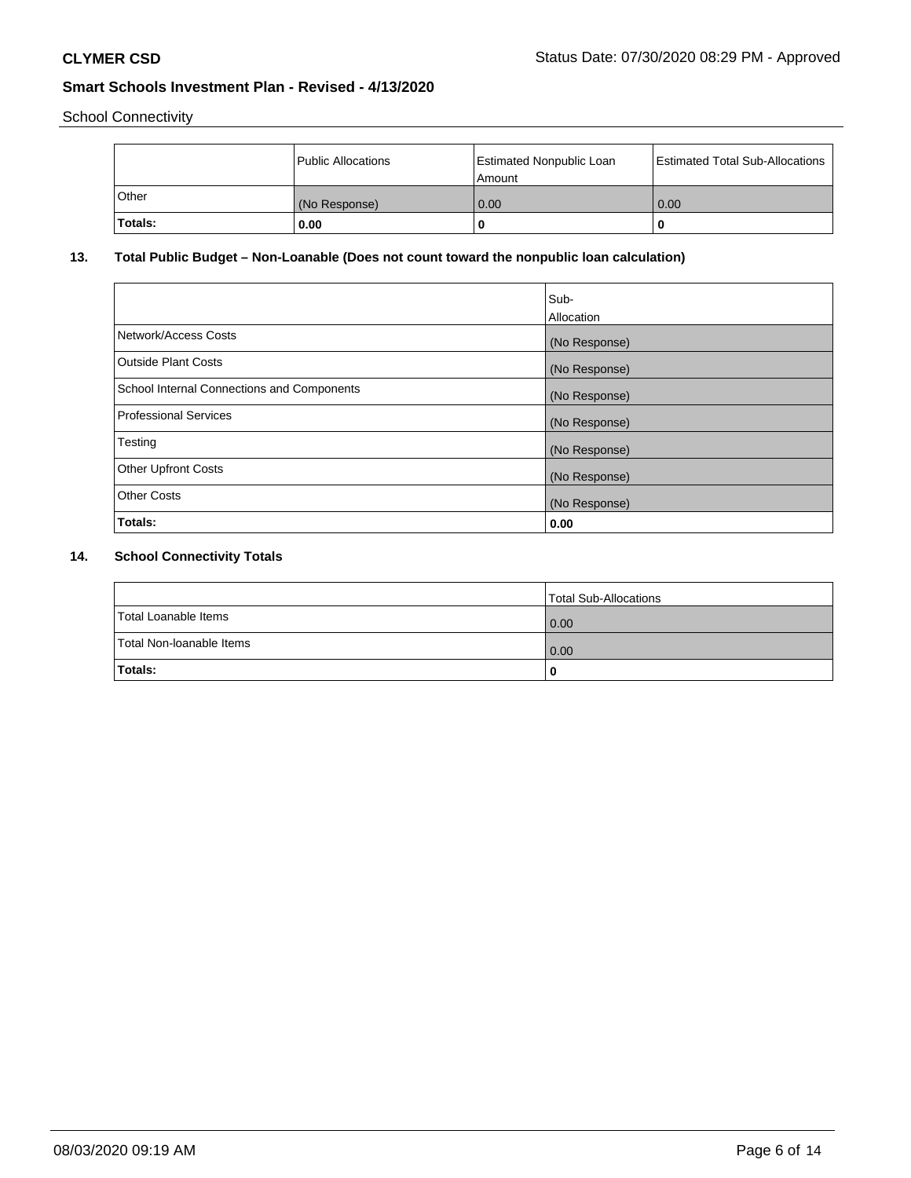School Connectivity

| | Public Allocations | Estimated Nonpublic Loan Amount | Estimated Total Sub-Allocations |
|---|---|---|---|
| Other | (No Response) | 0.00 | 0.00 |
| **Totals:** | **0.00** | **0** | **0** |

## 13. Total Public Budget – Non-Loanable (Does not count toward the nonpublic loan calculation)

| | Sub-Allocation |
|---|---|
| Network/Access Costs | (No Response) |
| Outside Plant Costs | (No Response) |
| School Internal Connections and Components | (No Response) |
| Professional Services | (No Response) |
| Testing | (No Response) |
| Other Upfront Costs | (No Response) |
| Other Costs | (No Response) |
| **Totals:** | **0.00** |

## 14. School Connectivity Totals

| | Total Sub-Allocations |
|---|---|
| Total Loanable Items | 0.00 |
| Total Non-loanable Items | 0.00 |
| **Totals:** | **0** |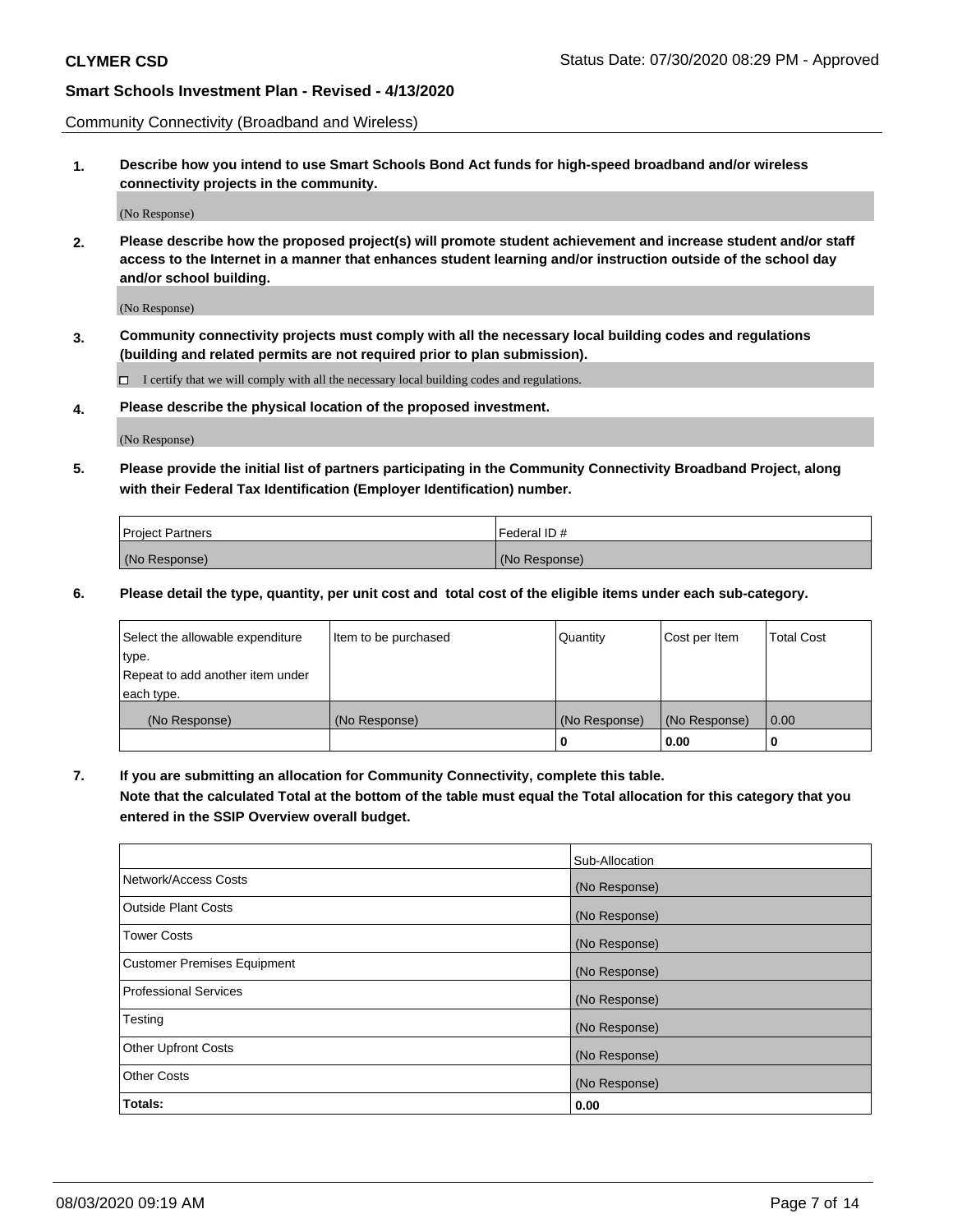Community Connectivity (Broadband and Wireless)

**1. Describe how you intend to use Smart Schools Bond Act funds for high-speed broadband and/or wireless connectivity projects in the community.**

(No Response)

**2. Please describe how the proposed project(s) will promote student achievement and increase student and/or staff access to the Internet in a manner that enhances student learning and/or instruction outside of the school day and/or school building.**

(No Response)

**3. Community connectivity projects must comply with all the necessary local building codes and regulations (building and related permits are not required prior to plan submission).**

☐ I certify that we will comply with all the necessary local building codes and regulations.

**4. Please describe the physical location of the proposed investment.**

(No Response)

**5. Please provide the initial list of partners participating in the Community Connectivity Broadband Project, along with their Federal Tax Identification (Employer Identification) number.**

| Project Partners | Federal ID # |
|---|---|
| (No Response) | (No Response) |

**6. Please detail the type, quantity, per unit cost and total cost of the eligible items under each sub-category.**

| Select the allowable expenditure type. Repeat to add another item under each type. | Item to be purchased | Quantity | Cost per Item | Total Cost |
|---|---|---|---|---|
| (No Response) | (No Response) | (No Response) | (No Response) | 0.00 |
| | | **0** | **0.00** | **0** |

**7. If you are submitting an allocation for Community Connectivity, complete this table. Note that the calculated Total at the bottom of the table must equal the Total allocation for this category that you entered in the SSIP Overview overall budget.**

| | Sub-Allocation |
|---|---|
| Network/Access Costs | (No Response) |
| Outside Plant Costs | (No Response) |
| Tower Costs | (No Response) |
| Customer Premises Equipment | (No Response) |
| Professional Services | (No Response) |
| Testing | (No Response) |
| Other Upfront Costs | (No Response) |
| Other Costs | (No Response) |
| **Totals:** | **0.00** |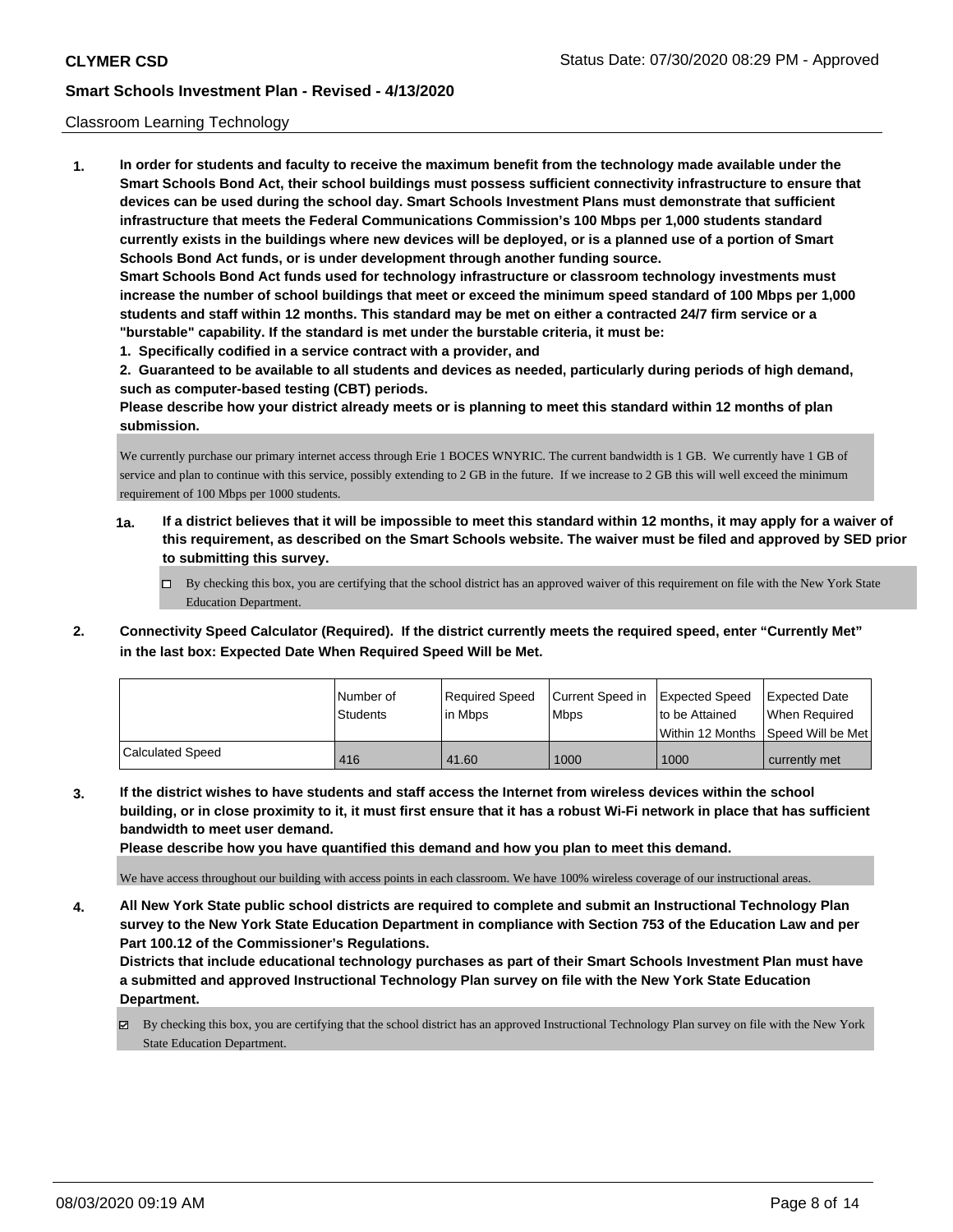## Classroom Learning Technology

1. **In order for students and faculty to receive the maximum benefit from the technology made available under the Smart Schools Bond Act, their school buildings must possess sufficient connectivity infrastructure to ensure that devices can be used during the school day. Smart Schools Investment Plans must demonstrate that sufficient infrastructure that meets the Federal Communications Commission's 100 Mbps per 1,000 students standard currently exists in the buildings where new devices will be deployed, or is a planned use of a portion of Smart Schools Bond Act funds, or is under development through another funding source.**

   **Smart Schools Bond Act funds used for technology infrastructure or classroom technology investments must increase the number of school buildings that meet or exceed the minimum speed standard of 100 Mbps per 1,000 students and staff within 12 months. This standard may be met on either a contracted 24/7 firm service or a "burstable" capability. If the standard is met under the burstable criteria, it must be:**

   **1. Specifically codified in a service contract with a provider, and**

   **2. Guaranteed to be available to all students and devices as needed, particularly during periods of high demand, such as computer-based testing (CBT) periods.**

   **Please describe how your district already meets or is planning to meet this standard within 12 months of plan submission.**

   We currently purchase our primary internet access through Erie 1 BOCES WNYRIC. The current bandwidth is 1 GB. We currently have 1 GB of service and plan to continue with this service, possibly extending to 2 GB in the future. If we increase to 2 GB this will well exceed the minimum requirement of 100 Mbps per 1000 students.

   **1a. If a district believes that it will be impossible to meet this standard within 12 months, it may apply for a waiver of this requirement, as described on the Smart Schools website. The waiver must be filed and approved by SED prior to submitting this survey.**

   ☐ By checking this box, you are certifying that the school district has an approved waiver of this requirement on file with the New York State Education Department.

2. **Connectivity Speed Calculator (Required). If the district currently meets the required speed, enter "Currently Met" in the last box: Expected Date When Required Speed Will be Met.**

| | Number of Students | Required Speed in Mbps | Current Speed in Mbps | Expected Speed to be Attained Within 12 Months | Expected Date When Required Speed Will be Met |
|---|---|---|---|---|---|
| Calculated Speed | 416 | 41.60 | 1000 | 1000 | currently met |

3. **If the district wishes to have students and staff access the Internet from wireless devices within the school building, or in close proximity to it, it must first ensure that it has a robust Wi-Fi network in place that has sufficient bandwidth to meet user demand.**

   **Please describe how you have quantified this demand and how you plan to meet this demand.**

   We have access throughout our building with access points in each classroom. We have 100% wireless coverage of our instructional areas.

4. **All New York State public school districts are required to complete and submit an Instructional Technology Plan survey to the New York State Education Department in compliance with Section 753 of the Education Law and per Part 100.12 of the Commissioner's Regulations.**

   **Districts that include educational technology purchases as part of their Smart Schools Investment Plan must have a submitted and approved Instructional Technology Plan survey on file with the New York State Education Department.**

   ☑ By checking this box, you are certifying that the school district has an approved Instructional Technology Plan survey on file with the New York State Education Department.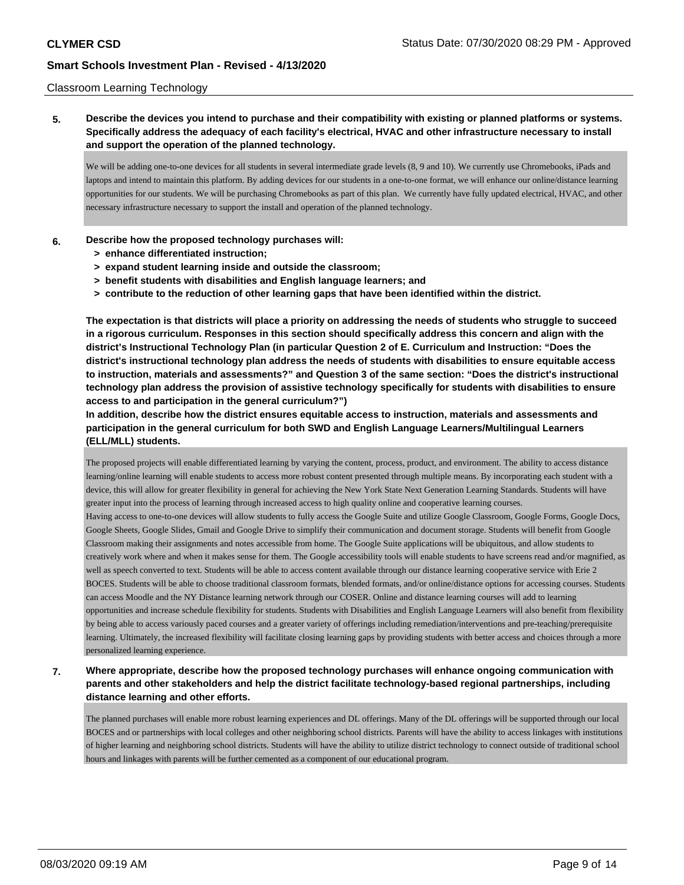Classroom Learning Technology

**5. Describe the devices you intend to purchase and their compatibility with existing or planned platforms or systems. Specifically address the adequacy of each facility's electrical, HVAC and other infrastructure necessary to install and support the operation of the planned technology.**

We will be adding one-to-one devices for all students in several intermediate grade levels (8, 9 and 10). We currently use Chromebooks, iPads and laptops and intend to maintain this platform. By adding devices for our students in a one-to-one format, we will enhance our online/distance learning opportunities for our students. We will be purchasing Chromebooks as part of this plan. We currently have fully updated electrical, HVAC, and other necessary infrastructure necessary to support the install and operation of the planned technology.

**6. Describe how the proposed technology purchases will:**

- **> enhance differentiated instruction;**
- **> expand student learning inside and outside the classroom;**
- **> benefit students with disabilities and English language learners; and**
- **> contribute to the reduction of other learning gaps that have been identified within the district.**

**The expectation is that districts will place a priority on addressing the needs of students who struggle to succeed in a rigorous curriculum. Responses in this section should specifically address this concern and align with the district's Instructional Technology Plan (in particular Question 2 of E. Curriculum and Instruction: "Does the district's instructional technology plan address the needs of students with disabilities to ensure equitable access to instruction, materials and assessments?" and Question 3 of the same section: "Does the district's instructional technology plan address the provision of assistive technology specifically for students with disabilities to ensure access to and participation in the general curriculum?")**

**In addition, describe how the district ensures equitable access to instruction, materials and assessments and participation in the general curriculum for both SWD and English Language Learners/Multilingual Learners (ELL/MLL) students.**

The proposed projects will enable differentiated learning by varying the content, process, product, and environment. The ability to access distance learning/online learning will enable students to access more robust content presented through multiple means. By incorporating each student with a device, this will allow for greater flexibility in general for achieving the New York State Next Generation Learning Standards. Students will have greater input into the process of learning through increased access to high quality online and cooperative learning courses.

Having access to one-to-one devices will allow students to fully access the Google Suite and utilize Google Classroom, Google Forms, Google Docs, Google Sheets, Google Slides, Gmail and Google Drive to simplify their communication and document storage. Students will benefit from Google Classroom making their assignments and notes accessible from home. The Google Suite applications will be ubiquitous, and allow students to creatively work where and when it makes sense for them. The Google accessibility tools will enable students to have screens read and/or magnified, as well as speech converted to text. Students will be able to access content available through our distance learning cooperative service with Erie 2 BOCES. Students will be able to choose traditional classroom formats, blended formats, and/or online/distance options for accessing courses. Students can access Moodle and the NY Distance learning network through our COSER. Online and distance learning courses will add to learning opportunities and increase schedule flexibility for students. Students with Disabilities and English Language Learners will also benefit from flexibility by being able to access variously paced courses and a greater variety of offerings including remediation/interventions and pre-teaching/prerequisite learning. Ultimately, the increased flexibility will facilitate closing learning gaps by providing students with better access and choices through a more personalized learning experience.

**7. Where appropriate, describe how the proposed technology purchases will enhance ongoing communication with parents and other stakeholders and help the district facilitate technology-based regional partnerships, including distance learning and other efforts.**

The planned purchases will enable more robust learning experiences and DL offerings. Many of the DL offerings will be supported through our local BOCES and or partnerships with local colleges and other neighboring school districts. Parents will have the ability to access linkages with institutions of higher learning and neighboring school districts. Students will have the ability to utilize district technology to connect outside of traditional school hours and linkages with parents will be further cemented as a component of our educational program.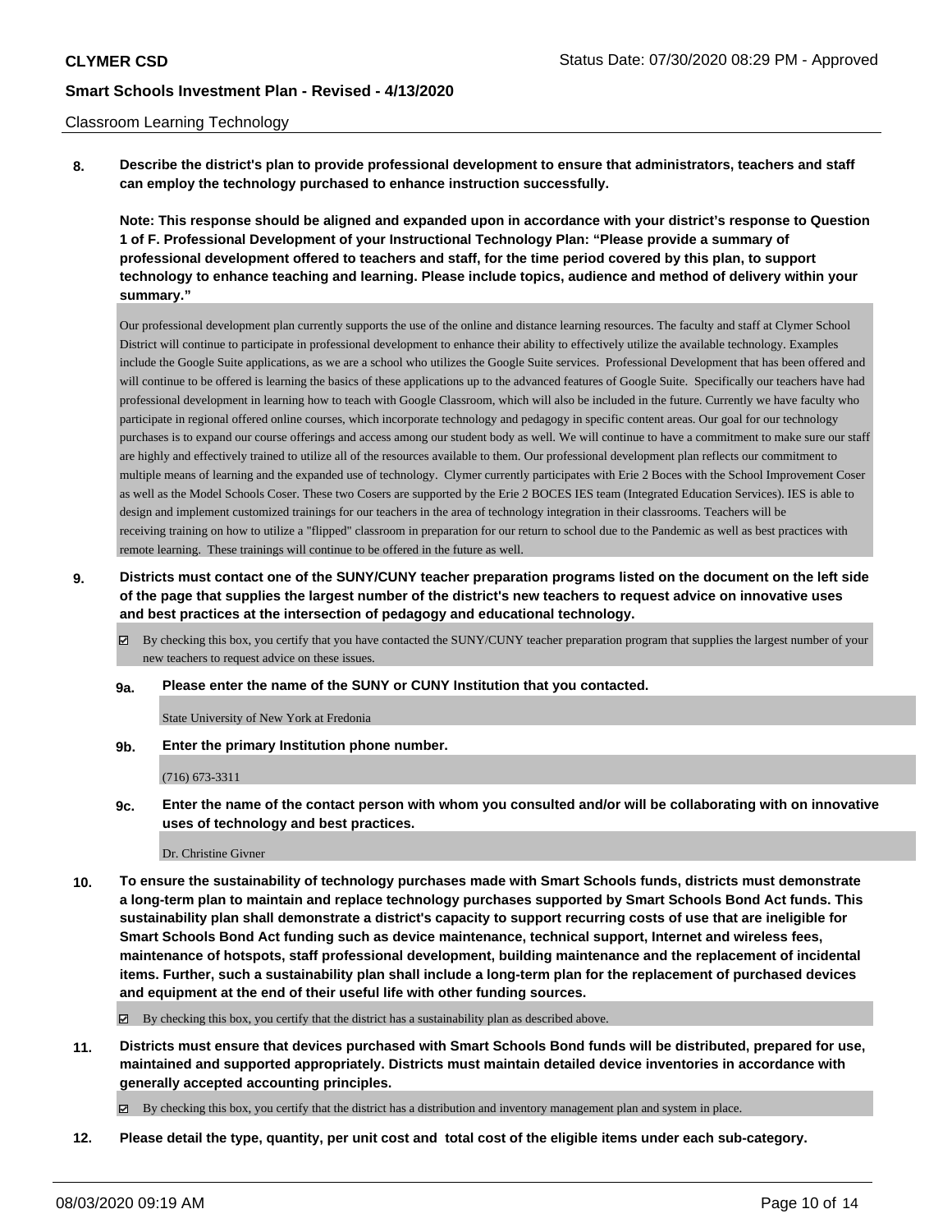Classroom Learning Technology

**8. Describe the district's plan to provide professional development to ensure that administrators, teachers and staff can employ the technology purchased to enhance instruction successfully.**

**Note: This response should be aligned and expanded upon in accordance with your district's response to Question 1 of F. Professional Development of your Instructional Technology Plan: "Please provide a summary of professional development offered to teachers and staff, for the time period covered by this plan, to support technology to enhance teaching and learning. Please include topics, audience and method of delivery within your summary."**

Our professional development plan currently supports the use of the online and distance learning resources. The faculty and staff at Clymer School District will continue to participate in professional development to enhance their ability to effectively utilize the available technology. Examples include the Google Suite applications, as we are a school who utilizes the Google Suite services. Professional Development that has been offered and will continue to be offered is learning the basics of these applications up to the advanced features of Google Suite. Specifically our teachers have had professional development in learning how to teach with Google Classroom, which will also be included in the future. Currently we have faculty who participate in regional offered online courses, which incorporate technology and pedagogy in specific content areas. Our goal for our technology purchases is to expand our course offerings and access among our student body as well. We will continue to have a commitment to make sure our staff are highly and effectively trained to utilize all of the resources available to them. Our professional development plan reflects our commitment to multiple means of learning and the expanded use of technology. Clymer currently participates with Erie 2 Boces with the School Improvement Coser as well as the Model Schools Coser. These two Cosers are supported by the Erie 2 BOCES IES team (Integrated Education Services). IES is able to design and implement customized trainings for our teachers in the area of technology integration in their classrooms. Teachers will be receiving training on how to utilize a "flipped" classroom in preparation for our return to school due to the Pandemic as well as best practices with remote learning. These trainings will continue to be offered in the future as well.

**9. Districts must contact one of the SUNY/CUNY teacher preparation programs listed on the document on the left side of the page that supplies the largest number of the district's new teachers to request advice on innovative uses and best practices at the intersection of pedagogy and educational technology.**

☑ By checking this box, you certify that you have contacted the SUNY/CUNY teacher preparation program that supplies the largest number of your new teachers to request advice on these issues.

**9a. Please enter the name of the SUNY or CUNY Institution that you contacted.**

State University of New York at Fredonia

**9b. Enter the primary Institution phone number.**

(716) 673-3311

**9c. Enter the name of the contact person with whom you consulted and/or will be collaborating with on innovative uses of technology and best practices.**

Dr. Christine Givner

**10. To ensure the sustainability of technology purchases made with Smart Schools funds, districts must demonstrate a long-term plan to maintain and replace technology purchases supported by Smart Schools Bond Act funds. This sustainability plan shall demonstrate a district's capacity to support recurring costs of use that are ineligible for Smart Schools Bond Act funding such as device maintenance, technical support, Internet and wireless fees, maintenance of hotspots, staff professional development, building maintenance and the replacement of incidental items. Further, such a sustainability plan shall include a long-term plan for the replacement of purchased devices and equipment at the end of their useful life with other funding sources.**

☑ By checking this box, you certify that the district has a sustainability plan as described above.

**11. Districts must ensure that devices purchased with Smart Schools Bond funds will be distributed, prepared for use, maintained and supported appropriately. Districts must maintain detailed device inventories in accordance with generally accepted accounting principles.**

☑ By checking this box, you certify that the district has a distribution and inventory management plan and system in place.

**12. Please detail the type, quantity, per unit cost and total cost of the eligible items under each sub-category.**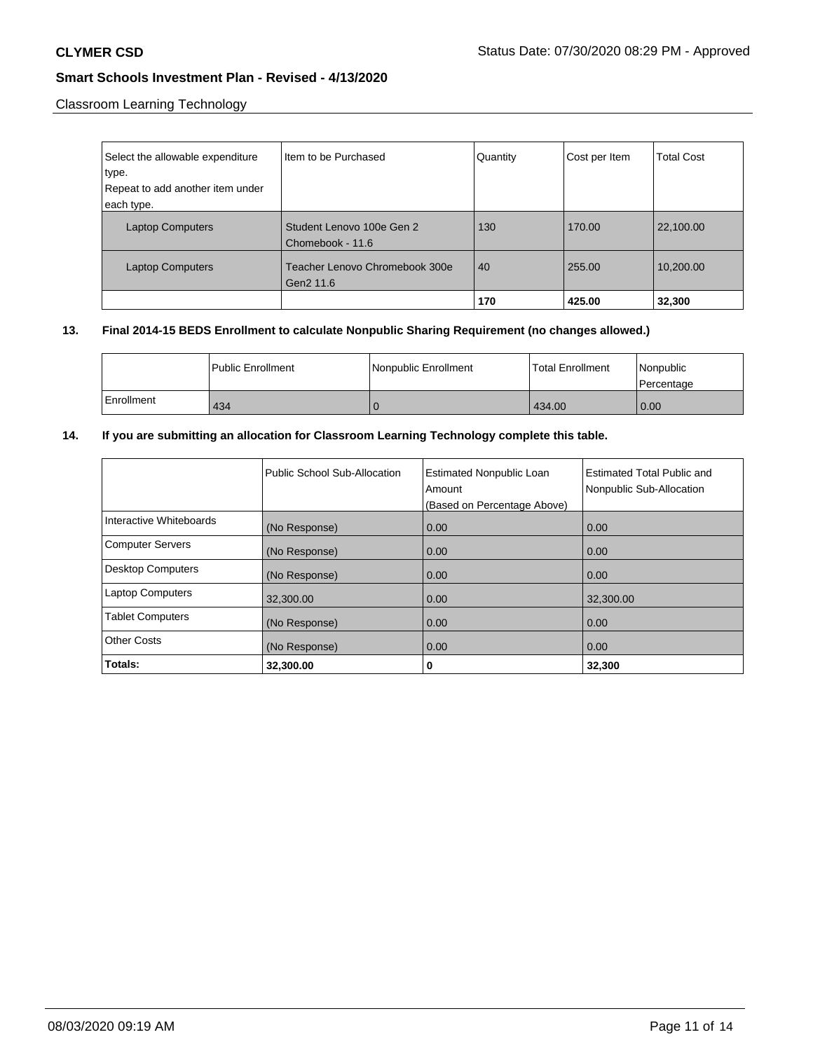**CLYMER CSD** Status Date: 07/30/2020 08:29 PM - Approved

**Smart Schools Investment Plan - Revised - 4/13/2020**

Classroom Learning Technology

| Select the allowable expenditure type. Repeat to add another item under each type. | Item to be Purchased | Quantity | Cost per Item | Total Cost |
|---|---|---|---|---|
| Laptop Computers | Student Lenovo 100e Gen 2 Chomebook - 11.6 | 130 | 170.00 | 22,100.00 |
| Laptop Computers | Teacher Lenovo Chromebook 300e Gen2 11.6 | 40 | 255.00 | 10,200.00 |
| | | **170** | **425.00** | **32,300** |

**13. Final 2014-15 BEDS Enrollment to calculate Nonpublic Sharing Requirement (no changes allowed.)**

| | Public Enrollment | Nonpublic Enrollment | Total Enrollment | Nonpublic Percentage |
|---|---|---|---|---|
| Enrollment | 434 | 0 | 434.00 | 0.00 |

**14. If you are submitting an allocation for Classroom Learning Technology complete this table.**

| | Public School Sub-Allocation | Estimated Nonpublic Loan Amount (Based on Percentage Above) | Estimated Total Public and Nonpublic Sub-Allocation |
|---|---|---|---|
| Interactive Whiteboards | (No Response) | 0.00 | 0.00 |
| Computer Servers | (No Response) | 0.00 | 0.00 |
| Desktop Computers | (No Response) | 0.00 | 0.00 |
| Laptop Computers | 32,300.00 | 0.00 | 32,300.00 |
| Tablet Computers | (No Response) | 0.00 | 0.00 |
| Other Costs | (No Response) | 0.00 | 0.00 |
| **Totals:** | **32,300.00** | **0** | **32,300** |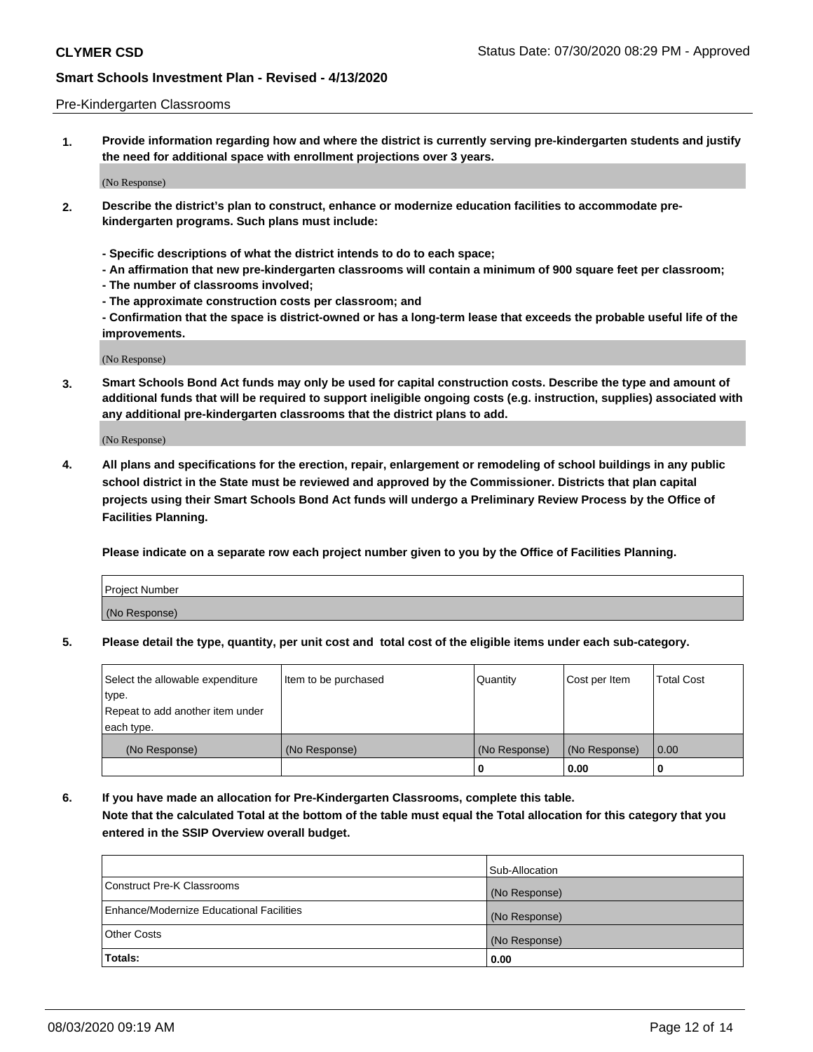Pre-Kindergarten Classrooms

1. **Provide information regarding how and where the district is currently serving pre-kindergarten students and justify the need for additional space with enrollment projections over 3 years.**

(No Response)

2. **Describe the district's plan to construct, enhance or modernize education facilities to accommodate pre-kindergarten programs. Such plans must include:**

   **- Specific descriptions of what the district intends to do to each space;**
   **- An affirmation that new pre-kindergarten classrooms will contain a minimum of 900 square feet per classroom;**
   **- The number of classrooms involved;**
   **- The approximate construction costs per classroom; and**
   **- Confirmation that the space is district-owned or has a long-term lease that exceeds the probable useful life of the improvements.**

(No Response)

3. **Smart Schools Bond Act funds may only be used for capital construction costs. Describe the type and amount of additional funds that will be required to support ineligible ongoing costs (e.g. instruction, supplies) associated with any additional pre-kindergarten classrooms that the district plans to add.**

(No Response)

4. **All plans and specifications for the erection, repair, enlargement or remodeling of school buildings in any public school district in the State must be reviewed and approved by the Commissioner. Districts that plan capital projects using their Smart Schools Bond Act funds will undergo a Preliminary Review Process by the Office of Facilities Planning.**

   **Please indicate on a separate row each project number given to you by the Office of Facilities Planning.**

| Project Number |
|---|
| (No Response) |

5. **Please detail the type, quantity, per unit cost and total cost of the eligible items under each sub-category.**

| Select the allowable expenditure type. Repeat to add another item under each type. | Item to be purchased | Quantity | Cost per Item | Total Cost |
|---|---|---|---|---|
| (No Response) | (No Response) | (No Response) | (No Response) | 0.00 |
| | | 0 | 0.00 | 0 |

6. **If you have made an allocation for Pre-Kindergarten Classrooms, complete this table. Note that the calculated Total at the bottom of the table must equal the Total allocation for this category that you entered in the SSIP Overview overall budget.**

| | Sub-Allocation |
|---|---|
| Construct Pre-K Classrooms | (No Response) |
| Enhance/Modernize Educational Facilities | (No Response) |
| Other Costs | (No Response) |
| **Totals:** | **0.00** |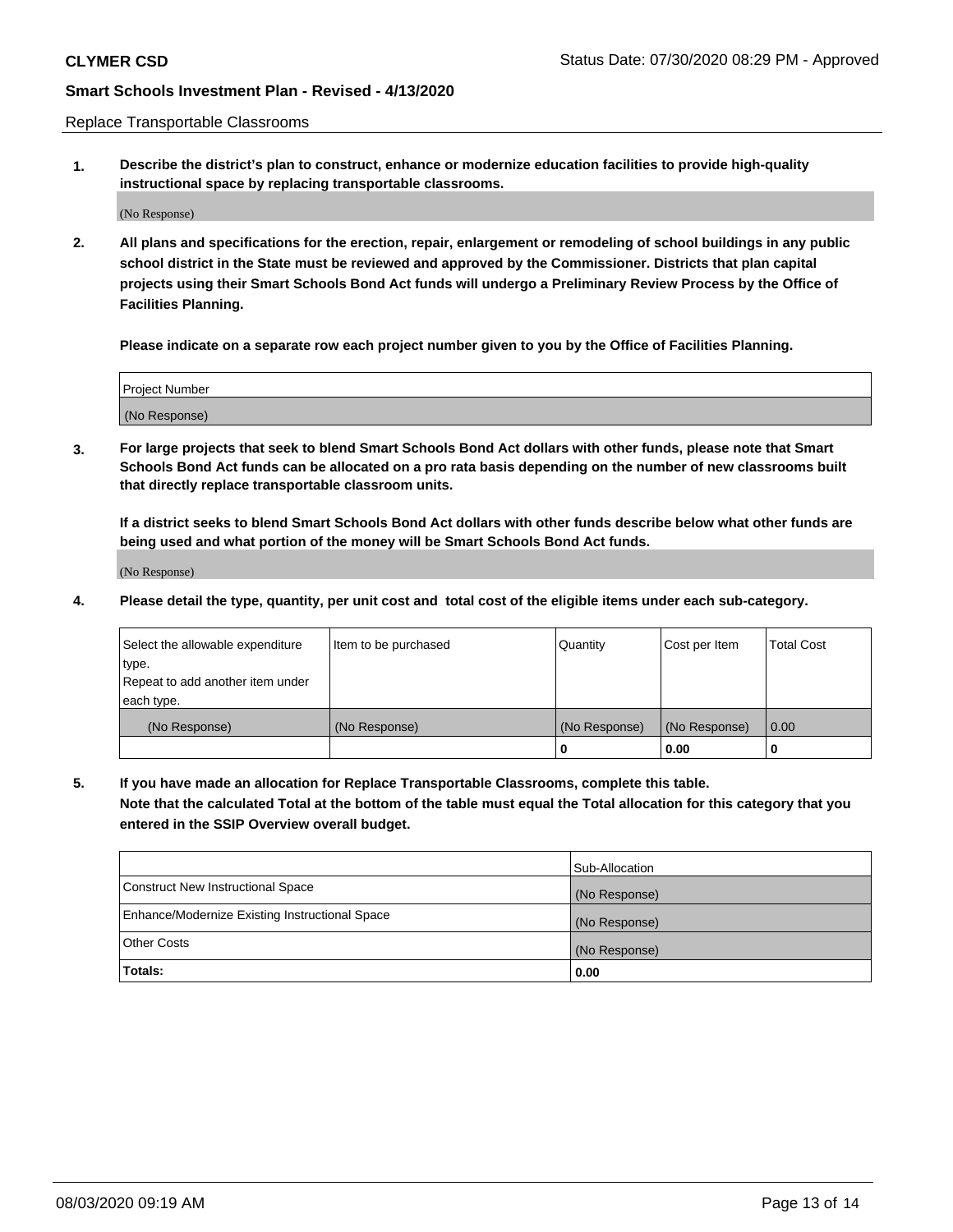Replace Transportable Classrooms

**1. Describe the district's plan to construct, enhance or modernize education facilities to provide high-quality instructional space by replacing transportable classrooms.**

(No Response)

**2. All plans and specifications for the erection, repair, enlargement or remodeling of school buildings in any public school district in the State must be reviewed and approved by the Commissioner. Districts that plan capital projects using their Smart Schools Bond Act funds will undergo a Preliminary Review Process by the Office of Facilities Planning.**

**Please indicate on a separate row each project number given to you by the Office of Facilities Planning.**

| Project Number |
|---|
| (No Response) |

**3. For large projects that seek to blend Smart Schools Bond Act dollars with other funds, please note that Smart Schools Bond Act funds can be allocated on a pro rata basis depending on the number of new classrooms built that directly replace transportable classroom units.**

**If a district seeks to blend Smart Schools Bond Act dollars with other funds describe below what other funds are being used and what portion of the money will be Smart Schools Bond Act funds.**

(No Response)

**4. Please detail the type, quantity, per unit cost and total cost of the eligible items under each sub-category.**

| Select the allowable expenditure type. Repeat to add another item under each type. | Item to be purchased | Quantity | Cost per Item | Total Cost |
|---|---|---|---|---|
| (No Response) | (No Response) | (No Response) | (No Response) | 0.00 |
| | | 0 | 0.00 | 0 |

**5. If you have made an allocation for Replace Transportable Classrooms, complete this table. Note that the calculated Total at the bottom of the table must equal the Total allocation for this category that you entered in the SSIP Overview overall budget.**

| | Sub-Allocation |
|---|---|
| Construct New Instructional Space | (No Response) |
| Enhance/Modernize Existing Instructional Space | (No Response) |
| Other Costs | (No Response) |
| **Totals:** | **0.00** |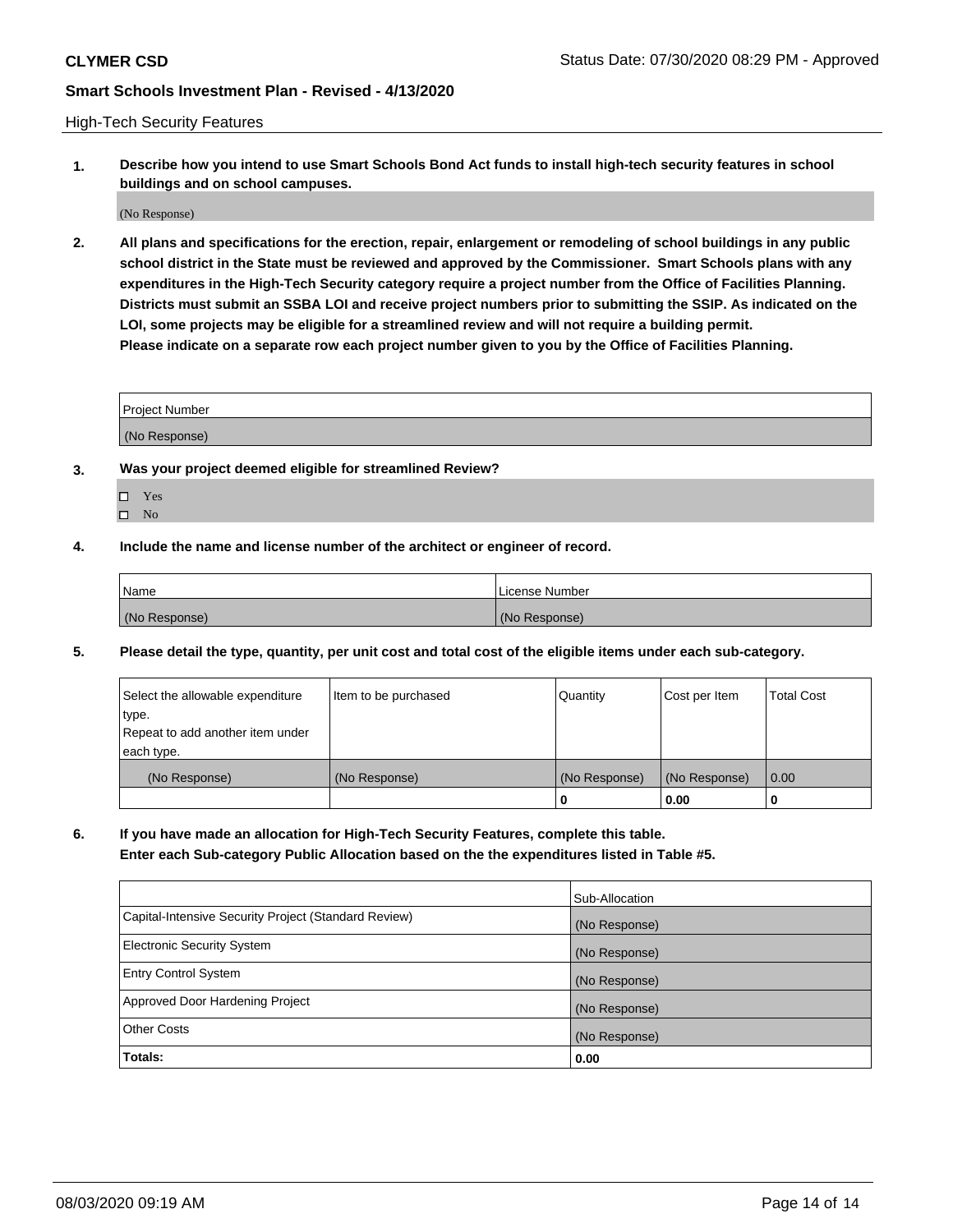High-Tech Security Features

**1. Describe how you intend to use Smart Schools Bond Act funds to install high-tech security features in school buildings and on school campuses.**

(No Response)

**2. All plans and specifications for the erection, repair, enlargement or remodeling of school buildings in any public school district in the State must be reviewed and approved by the Commissioner. Smart Schools plans with any expenditures in the High-Tech Security category require a project number from the Office of Facilities Planning. Districts must submit an SSBA LOI and receive project numbers prior to submitting the SSIP. As indicated on the LOI, some projects may be eligible for a streamlined review and will not require a building permit. Please indicate on a separate row each project number given to you by the Office of Facilities Planning.**

| Project Number |
|---|
| (No Response) |

**3. Was your project deemed eligible for streamlined Review?**

- ☐ Yes
- ☐ No

**4. Include the name and license number of the architect or engineer of record.**

| Name | License Number |
|---|---|
| (No Response) | (No Response) |

**5. Please detail the type, quantity, per unit cost and total cost of the eligible items under each sub-category.**

| Select the allowable expenditure type. Repeat to add another item under each type. | Item to be purchased | Quantity | Cost per Item | Total Cost |
|---|---|---|---|---|
| (No Response) | (No Response) | (No Response) | (No Response) | 0.00 |
| | | 0 | 0.00 | 0 |

**6. If you have made an allocation for High-Tech Security Features, complete this table. Enter each Sub-category Public Allocation based on the the expenditures listed in Table #5.**

| | Sub-Allocation |
|---|---|
| Capital-Intensive Security Project (Standard Review) | (No Response) |
| Electronic Security System | (No Response) |
| Entry Control System | (No Response) |
| Approved Door Hardening Project | (No Response) |
| Other Costs | (No Response) |
| **Totals:** | **0.00** |